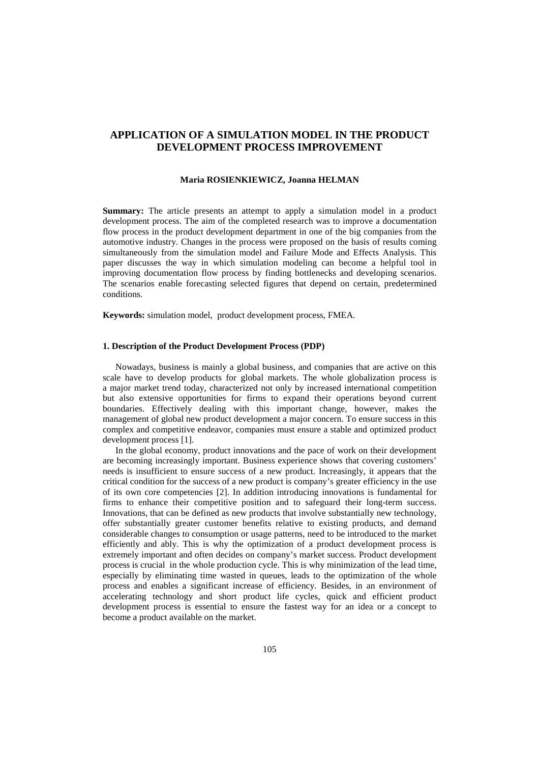# APPLICATION OF A SIMULATION MODEL IN THE PRODUCT DEVELOPMENT PROCESS IMPROVEMENT

**Maria ROSIENKIEWICZ, Joanna HELMAN**

**Summary:** The article presents an attempt to apply a simulation model in a product development process. The aim of the completed research was to improve a documentation flow process in the product development department in one of the big companies from the automotive industry. Changes in the process were proposed on the basis of results coming simultaneously from the simulation model and Failure Mode and Effects Analysis. This paper discusses the way in which simulation modeling can become a helpful tool in improving documentation flow process by finding bottlenecks and developing scenarios. The scenarios enable forecasting selected figures that depend on certain, predetermined conditions.

**Keywords:** simulation model, product development process, FMEA.

## 1. Description of the Product Development Process (PDP)

Nowadays, business is mainly a global business, and companies that are active on this scale have to develop products for global markets. The whole globalization process is a major market trend today, characterized not only by increased international competition but also extensive opportunities for firms to expand their operations beyond current boundaries. Effectively dealing with this important change, however, makes the management of global new product development a major concern. To ensure success in this complex and competitive endeavor, companies must ensure a stable and optimized product development process [1].

In the global economy, product innovations and the pace of work on their development are becoming increasingly important. Business experience shows that covering customers' needs is insufficient to ensure success of a new product. Increasingly, it appears that the critical condition for the success of a new product is company's greater efficiency in the use of its own core competencies [2]. In addition introducing innovations is fundamental for firms to enhance their competitive position and to safeguard their long-term success. Innovations, that can be defined as new products that involve substantially new technology, offer substantially greater customer benefits relative to existing products, and demand considerable changes to consumption or usage patterns, need to be introduced to the market efficiently and ably. This is why the optimization of a product development process is extremely important and often decides on company's market success. Product development process is crucial in the whole production cycle. This is why minimization of the lead time, especially by eliminating time wasted in queues, leads to the optimization of the whole process and enables a significant increase of efficiency. Besides, in an environment of accelerating technology and short product life cycles, quick and efficient product development process is essential to ensure the fastest way for an idea or a concept to become a product available on the market.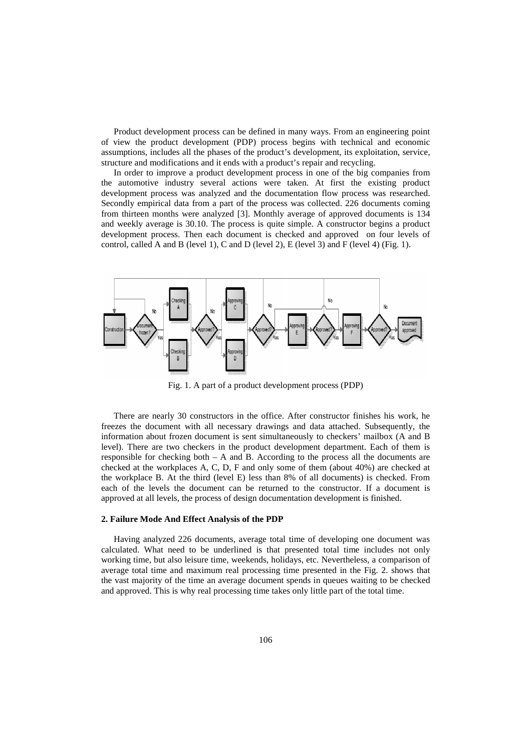Product development process can be defined in many ways. From an engineering point of view the product development (PDP) process begins with technical and economic assumptions, includes all the phases of the product's development, its exploitation, service, structure and modifications and it ends with a product's repair and recycling.

In order to improve a product development process in one of the big companies from the automotive industry several actions were taken. At first the existing product development process was analyzed and the documentation flow process was researched. Secondly empirical data from a part of the process was collected. 226 documents coming from thirteen months were analyzed [3]. Monthly average of approved documents is 134 and weekly average is 30.10. The process is quite simple. A constructor begins a product development process. Then each document is checked and approved on four levels of control, called A and B (level 1), C and D (level 2), E (level 3) and F (level 4) (Fig. 1).

Fig. 1. A part of a product development process (PDP)

There are nearly 30 constructors in the office. After constructor finishes his work, he freezes the document with all necessary drawings and data attached. Subsequently, the information about frozen document is sent simultaneously to checkers' mailbox (A and B level). There are two checkers in the product development department. Each of them is responsible for checking both – A and B. According to the process all the documents are checked at the workplaces A, C, D, F and only some of them (about 40%) are checked at the workplace B. At the third (level E) less than 8% of all documents) is checked. From each of the levels the document can be returned to the constructor. If a document is approved at all levels, the process of design documentation development is finished.

### 2. Failure Mode And Effect Analysis of the PDP

Having analyzed 226 documents, average total time of developing one document was calculated. What need to be underlined is that presented total time includes not only working time, but also leisure time, weekends, holidays, etc. Nevertheless, a comparison of average total time and maximum real processing time presented in the Fig. 2. shows that the vast majority of the time an average document spends in queues waiting to be checked and approved. This is why real processing time takes only little part of the total time.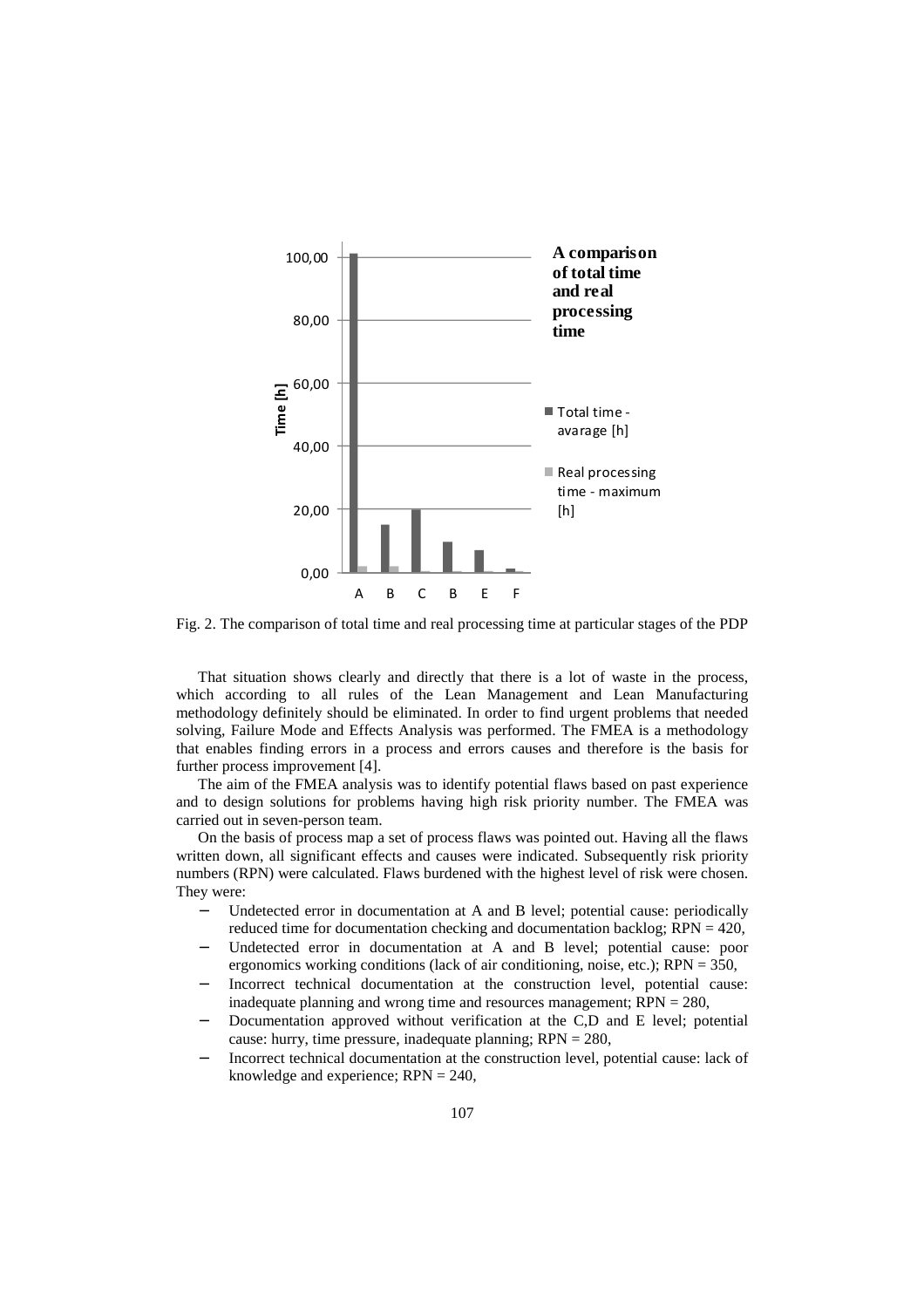Fig. 2. The comparison of total time and real processing time at particular stages of the PDP

That situation shows clearly and directly that there is a lot of waste in the process, which according to all rules of the Lean Management and Lean Manufacturing methodology definitely should be eliminated. In order to find urgent problems that needed solving, Failure Mode and Effects Analysis was performed. The FMEA is a methodology that enables finding errors in a process and errors causes and therefore is the basis for further process improvement [4].

The aim of the FMEA analysis was to identify potential flaws based on past experience and to design solutions for problems having high risk priority number. The FMEA was carried out in seven-person team.

On the basis of process map a set of process flaws was pointed out. Having all the flaws written down, all significant effects and causes were indicated. Subsequently risk priority numbers (RPN) were calculated. Flaws burdened with the highest level of risk were chosen. They were:

- Undetected error in documentation at A and B level; potential cause: periodically reduced time for documentation checking and documentation backlog; RPN = 420,
- Undetected error in documentation at A and B level; potential cause: poor ergonomics working conditions (lack of air conditioning, noise, etc.); RPN = 350,
- Incorrect technical documentation at the construction level, potential cause: inadequate planning and wrong time and resources management; RPN = 280,
- Documentation approved without verification at the C,D and E level; potential cause: hurry, time pressure, inadequate planning; RPN = 280,
- Incorrect technical documentation at the construction level, potential cause: lack of knowledge and experience; RPN = 240,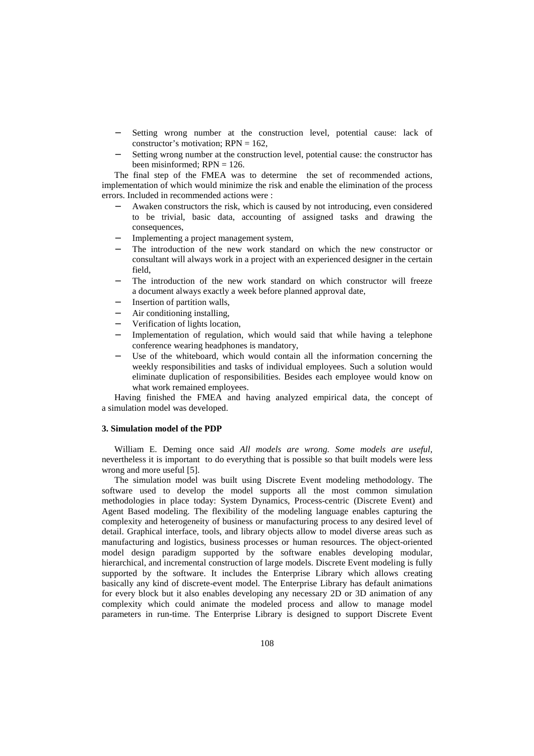- Setting wrong number at the construction level, potential cause: lack of constructor's motivation; RPN = 162,
- Setting wrong number at the construction level, potential cause: the constructor has been misinformed; RPN = 126.

The final step of the FMEA was to determine the set of recommended actions, implementation of which would minimize the risk and enable the elimination of the process errors. Included in recommended actions were :

- Awaken constructors the risk, which is caused by not introducing, even considered to be trivial, basic data, accounting of assigned tasks and drawing the consequences,
- Implementing a project management system,
- The introduction of the new work standard on which the new constructor or consultant will always work in a project with an experienced designer in the certain field,
- The introduction of the new work standard on which constructor will freeze a document always exactly a week before planned approval date,
- Insertion of partition walls,
- Air conditioning installing,
- Verification of lights location,
- Implementation of regulation, which would said that while having a telephone conference wearing headphones is mandatory,
- Use of the whiteboard, which would contain all the information concerning the weekly responsibilities and tasks of individual employees. Such a solution would eliminate duplication of responsibilities. Besides each employee would know on what work remained employees.

Having finished the FMEA and having analyzed empirical data, the concept of a simulation model was developed.

### 3. Simulation model of the PDP

William E. Deming once said *All models are wrong. Some models are useful*, nevertheless it is important to do everything that is possible so that built models were less wrong and more useful [5].

The simulation model was built using Discrete Event modeling methodology. The software used to develop the model supports all the most common simulation methodologies in place today: System Dynamics, Process-centric (Discrete Event) and Agent Based modeling. The flexibility of the modeling language enables capturing the complexity and heterogeneity of business or manufacturing process to any desired level of detail. Graphical interface, tools, and library objects allow to model diverse areas such as manufacturing and logistics, business processes or human resources. The object-oriented model design paradigm supported by the software enables developing modular, hierarchical, and incremental construction of large models. Discrete Event modeling is fully supported by the software. It includes the Enterprise Library which allows creating basically any kind of discrete-event model. The Enterprise Library has default animations for every block but it also enables developing any necessary 2D or 3D animation of any complexity which could animate the modeled process and allow to manage model parameters in run-time. The Enterprise Library is designed to support Discrete Event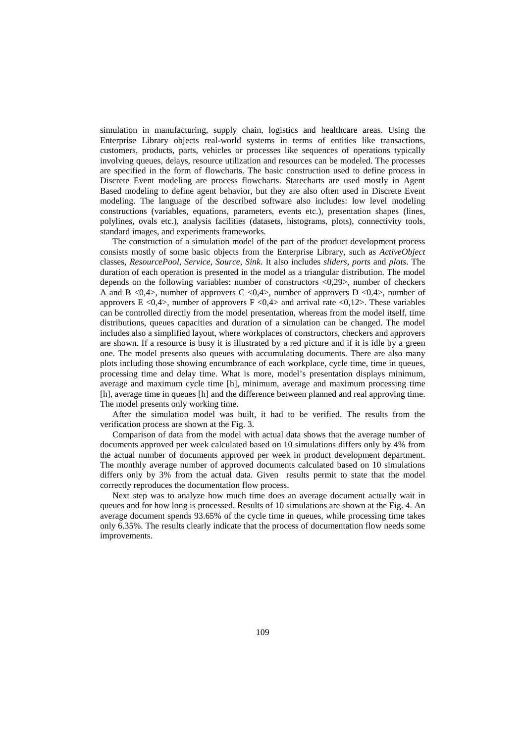simulation in manufacturing, supply chain, logistics and healthcare areas. Using the Enterprise Library objects real-world systems in terms of entities like transactions, customers, products, parts, vehicles or processes like sequences of operations typically involving queues, delays, resource utilization and resources can be modeled. The processes are specified in the form of flowcharts. The basic construction used to define process in Discrete Event modeling are process flowcharts. Statecharts are used mostly in Agent Based modeling to define agent behavior, but they are also often used in Discrete Event modeling. The language of the described software also includes: low level modeling constructions (variables, equations, parameters, events etc.), presentation shapes (lines, polylines, ovals etc.), analysis facilities (datasets, histograms, plots), connectivity tools, standard images, and experiments frameworks.

The construction of a simulation model of the part of the product development process consists mostly of some basic objects from the Enterprise Library, such as *ActiveObject* classes, *ResourcePool*, *Service*, *Source*, *Sink*. It also includes *sliders*, *ports* and *plots*. The duration of each operation is presented in the model as a triangular distribution. The model depends on the following variables: number of constructors <0,29>, number of checkers A and B <0,4>, number of approvers C <0,4>, number of approvers D <0,4>, number of approvers E <0,4>, number of approvers F <0,4> and arrival rate <0,12>. These variables can be controlled directly from the model presentation, whereas from the model itself, time distributions, queues capacities and duration of a simulation can be changed. The model includes also a simplified layout, where workplaces of constructors, checkers and approvers are shown. If a resource is busy it is illustrated by a red picture and if it is idle by a green one. The model presents also queues with accumulating documents. There are also many plots including those showing encumbrance of each workplace, cycle time, time in queues, processing time and delay time. What is more, model's presentation displays minimum, average and maximum cycle time [h], minimum, average and maximum processing time [h], average time in queues [h] and the difference between planned and real approving time. The model presents only working time.

After the simulation model was built, it had to be verified. The results from the verification process are shown at the Fig. 3.

Comparison of data from the model with actual data shows that the average number of documents approved per week calculated based on 10 simulations differs only by 4% from the actual number of documents approved per week in product development department. The monthly average number of approved documents calculated based on 10 simulations differs only by 3% from the actual data. Given results permit to state that the model correctly reproduces the documentation flow process.

Next step was to analyze how much time does an average document actually wait in queues and for how long is processed. Results of 10 simulations are shown at the Fig. 4. An average document spends 93.65% of the cycle time in queues, while processing time takes only 6.35%. The results clearly indicate that the process of documentation flow needs some improvements.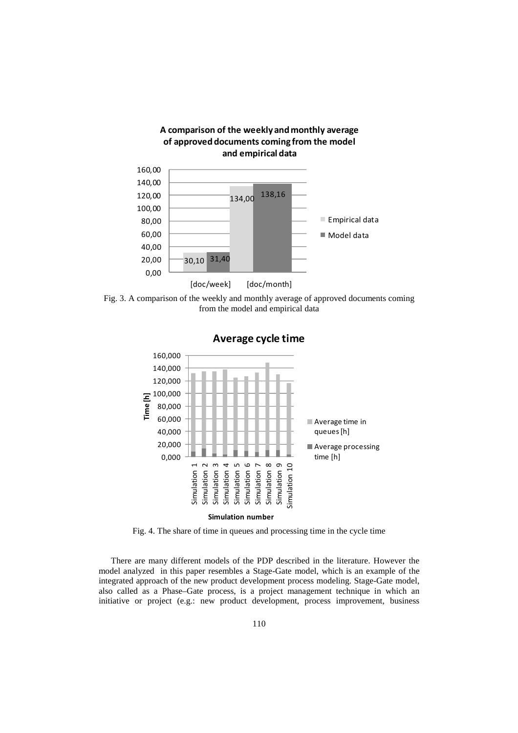Fig. 3. A comparison of the weekly and monthly average of approved documents coming from the model and empirical data

Fig. 4. The share of time in queues and processing time in the cycle time

There are many different models of the PDP described in the literature. However the model analyzed in this paper resembles a Stage-Gate model, which is an example of the integrated approach of the new product development process modeling. Stage-Gate model, also called as a Phase–Gate process, is a project management technique in which an initiative or project (e.g.: new product development, process improvement, business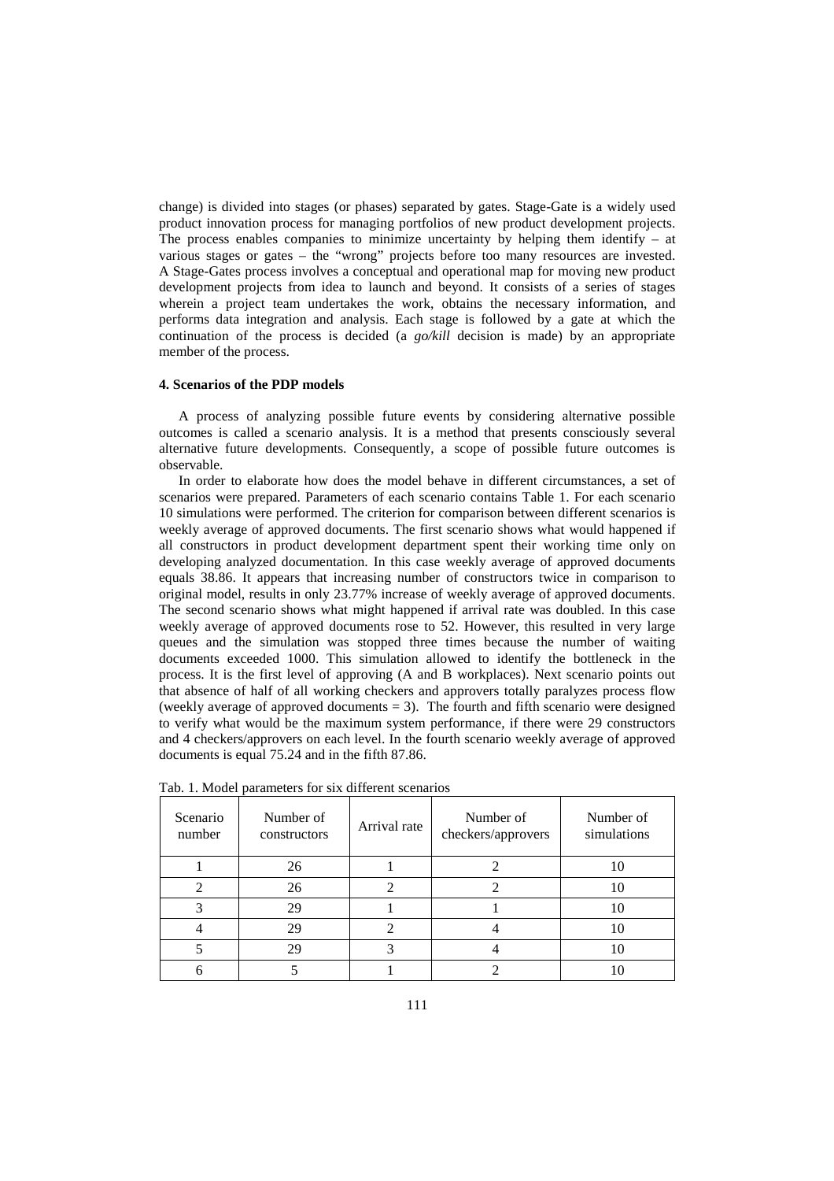change) is divided into stages (or phases) separated by gates. Stage-Gate is a widely used product innovation process for managing portfolios of new product development projects. The process enables companies to minimize uncertainty by helping them identify – at various stages or gates – the "wrong" projects before too many resources are invested. A Stage-Gates process involves a conceptual and operational map for moving new product development projects from idea to launch and beyond. It consists of a series of stages wherein a project team undertakes the work, obtains the necessary information, and performs data integration and analysis. Each stage is followed by a gate at which the continuation of the process is decided (a *go/kill* decision is made) by an appropriate member of the process.

#### 4. Scenarios of the PDP models

A process of analyzing possible future events by considering alternative possible outcomes is called a scenario analysis. It is a method that presents consciously several alternative future developments. Consequently, a scope of possible future outcomes is observable.

In order to elaborate how does the model behave in different circumstances, a set of scenarios were prepared. Parameters of each scenario contains Table 1. For each scenario 10 simulations were performed. The criterion for comparison between different scenarios is weekly average of approved documents. The first scenario shows what would happened if all constructors in product development department spent their working time only on developing analyzed documentation. In this case weekly average of approved documents equals 38.86. It appears that increasing number of constructors twice in comparison to original model, results in only 23.77% increase of weekly average of approved documents. The second scenario shows what might happened if arrival rate was doubled. In this case weekly average of approved documents rose to 52. However, this resulted in very large queues and the simulation was stopped three times because the number of waiting documents exceeded 1000. This simulation allowed to identify the bottleneck in the process. It is the first level of approving (A and B workplaces). Next scenario points out that absence of half of all working checkers and approvers totally paralyzes process flow (weekly average of approved documents = 3). The fourth and fifth scenario were designed to verify what would be the maximum system performance, if there were 29 constructors and 4 checkers/approvers on each level. In the fourth scenario weekly average of approved documents is equal 75.24 and in the fifth 87.86.

Tab. 1. Model parameters for six different scenarios

| Scenario number | Number of constructors | Arrival rate | Number of checkers/approvers | Number of simulations |
|---|---|---|---|---|
| 1 | 26 | 1 | 2 | 10 |
| 2 | 26 | 2 | 2 | 10 |
| 3 | 29 | 1 | 1 | 10 |
| 4 | 29 | 2 | 4 | 10 |
| 5 | 29 | 3 | 4 | 10 |
| 6 | 5 | 1 | 2 | 10 |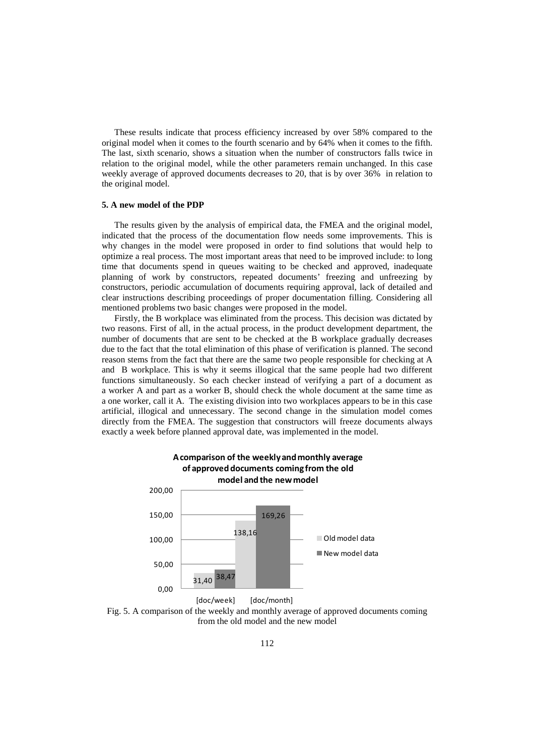These results indicate that process efficiency increased by over 58% compared to the original model when it comes to the fourth scenario and by 64% when it comes to the fifth. The last, sixth scenario, shows a situation when the number of constructors falls twice in relation to the original model, while the other parameters remain unchanged. In this case weekly average of approved documents decreases to 20, that is by over 36% in relation to the original model.

## 5. A new model of the PDP

The results given by the analysis of empirical data, the FMEA and the original model, indicated that the process of the documentation flow needs some improvements. This is why changes in the model were proposed in order to find solutions that would help to optimize a real process. The most important areas that need to be improved include: to long time that documents spend in queues waiting to be checked and approved, inadequate planning of work by constructors, repeated documents' freezing and unfreezing by constructors, periodic accumulation of documents requiring approval, lack of detailed and clear instructions describing proceedings of proper documentation filling. Considering all mentioned problems two basic changes were proposed in the model.

Firstly, the B workplace was eliminated from the process. This decision was dictated by two reasons. First of all, in the actual process, in the product development department, the number of documents that are sent to be checked at the B workplace gradually decreases due to the fact that the total elimination of this phase of verification is planned. The second reason stems from the fact that there are the same two people responsible for checking at A and B workplace. This is why it seems illogical that the same people had two different functions simultaneously. So each checker instead of verifying a part of a document as a worker A and part as a worker B, should check the whole document at the same time as a one worker, call it A. The existing division into two workplaces appears to be in this case artificial, illogical and unnecessary. The second change in the simulation model comes directly from the FMEA. The suggestion that constructors will freeze documents always exactly a week before planned approval date, was implemented in the model.

**A comparison of the weekly and monthly average of approved documents coming from the old model and the new model**

| | Old model data | New model data |
|---|---|---|
| [doc/week] | 31,40 | 38,47 |
| [doc/month] | 138,16 | 169,26 |

Fig. 5. A comparison of the weekly and monthly average of approved documents coming from the old model and the new model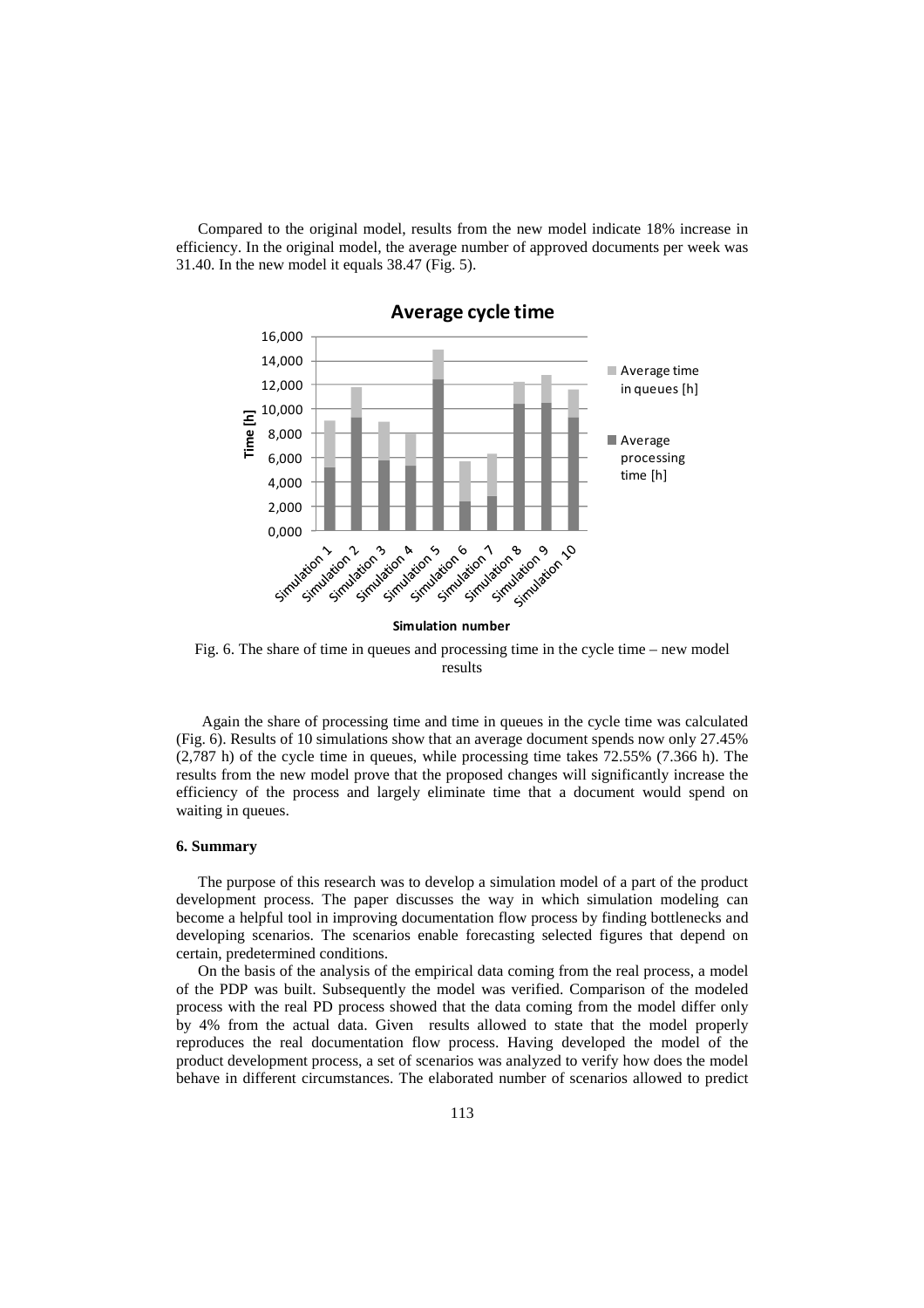Compared to the original model, results from the new model indicate 18% increase in efficiency. In the original model, the average number of approved documents per week was 31.40. In the new model it equals 38.47 (Fig. 5).

Fig. 6. The share of time in queues and processing time in the cycle time – new model results

Again the share of processing time and time in queues in the cycle time was calculated (Fig. 6). Results of 10 simulations show that an average document spends now only 27.45% (2,787 h) of the cycle time in queues, while processing time takes 72.55% (7.366 h). The results from the new model prove that the proposed changes will significantly increase the efficiency of the process and largely eliminate time that a document would spend on waiting in queues.

### 6. Summary

The purpose of this research was to develop a simulation model of a part of the product development process. The paper discusses the way in which simulation modeling can become a helpful tool in improving documentation flow process by finding bottlenecks and developing scenarios. The scenarios enable forecasting selected figures that depend on certain, predetermined conditions.

On the basis of the analysis of the empirical data coming from the real process, a model of the PDP was built. Subsequently the model was verified. Comparison of the modeled process with the real PD process showed that the data coming from the model differ only by 4% from the actual data. Given results allowed to state that the model properly reproduces the real documentation flow process. Having developed the model of the product development process, a set of scenarios was analyzed to verify how does the model behave in different circumstances. The elaborated number of scenarios allowed to predict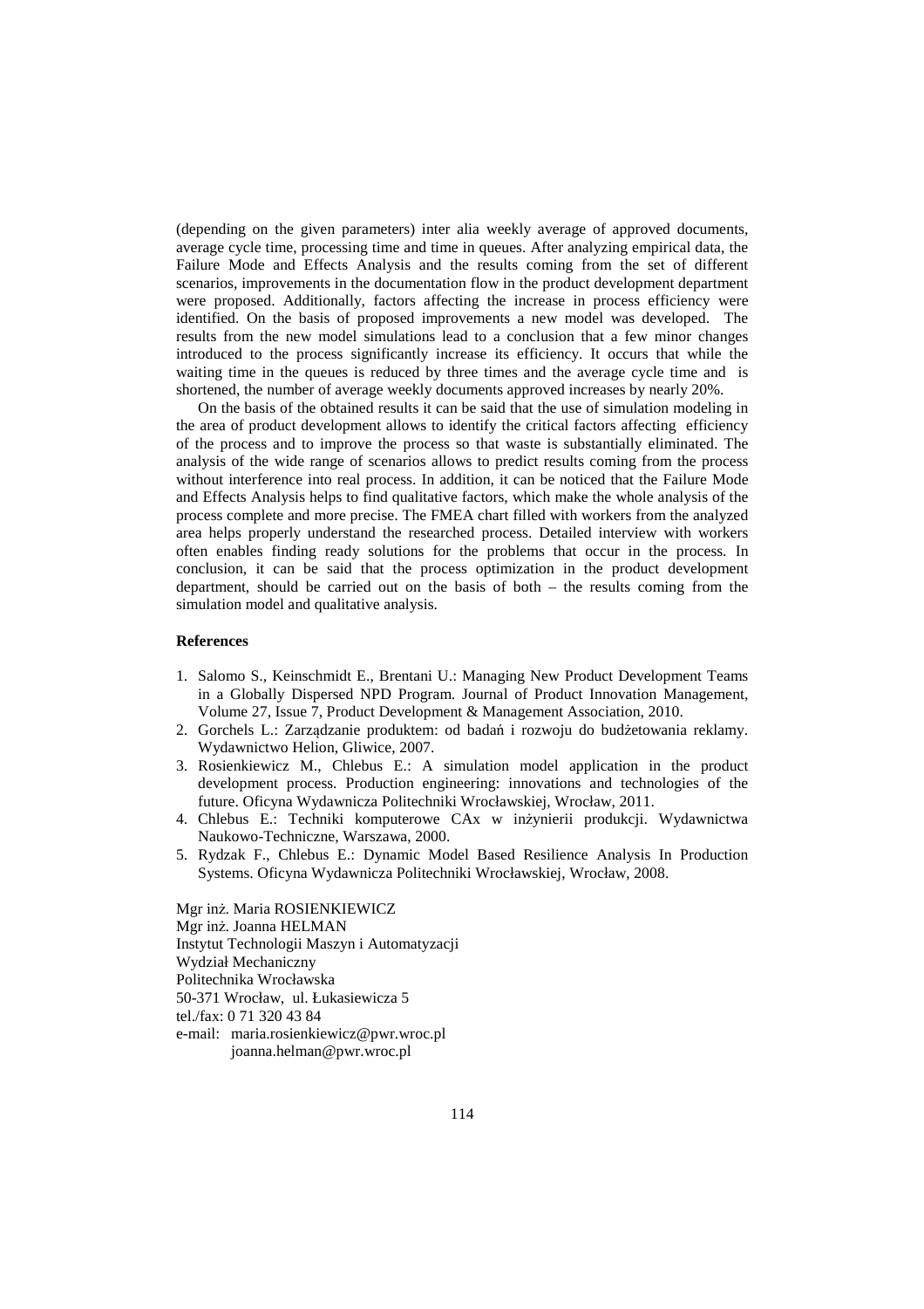(depending on the given parameters) inter alia weekly average of approved documents, average cycle time, processing time and time in queues. After analyzing empirical data, the Failure Mode and Effects Analysis and the results coming from the set of different scenarios, improvements in the documentation flow in the product development department were proposed. Additionally, factors affecting the increase in process efficiency were identified. On the basis of proposed improvements a new model was developed. The results from the new model simulations lead to a conclusion that a few minor changes introduced to the process significantly increase its efficiency. It occurs that while the waiting time in the queues is reduced by three times and the average cycle time and is shortened, the number of average weekly documents approved increases by nearly 20%.

On the basis of the obtained results it can be said that the use of simulation modeling in the area of product development allows to identify the critical factors affecting efficiency of the process and to improve the process so that waste is substantially eliminated. The analysis of the wide range of scenarios allows to predict results coming from the process without interference into real process. In addition, it can be noticed that the Failure Mode and Effects Analysis helps to find qualitative factors, which make the whole analysis of the process complete and more precise. The FMEA chart filled with workers from the analyzed area helps properly understand the researched process. Detailed interview with workers often enables finding ready solutions for the problems that occur in the process. In conclusion, it can be said that the process optimization in the product development department, should be carried out on the basis of both – the results coming from the simulation model and qualitative analysis.

**References**

1. Salomo S., Keinschmidt E., Brentani U.: Managing New Product Development Teams in a Globally Dispersed NPD Program. Journal of Product Innovation Management, Volume 27, Issue 7, Product Development & Management Association, 2010.
2. Gorchels L.: Zarządzanie produktem: od badań i rozwoju do budżetowania reklamy. Wydawnictwo Helion, Gliwice, 2007.
3. Rosienkiewicz M., Chlebus E.: A simulation model application in the product development process. Production engineering: innovations and technologies of the future. Oficyna Wydawnicza Politechniki Wrocławskiej, Wrocław, 2011.
4. Chlebus E.: Techniki komputerowe CAx w inżynierii produkcji. Wydawnictwa Naukowo-Techniczne, Warszawa, 2000.
5. Rydzak F., Chlebus E.: Dynamic Model Based Resilience Analysis In Production Systems. Oficyna Wydawnicza Politechniki Wrocławskiej, Wrocław, 2008.

Mgr inż. Maria ROSIENKIEWICZ
Mgr inż. Joanna HELMAN
Instytut Technologii Maszyn i Automatyzacji
Wydział Mechaniczny
Politechnika Wrocławska
50-371 Wrocław, ul. Łukasiewicza 5
tel./fax: 0 71 320 43 84
e-mail: maria.rosienkiewicz@pwr.wroc.pl
joanna.helman@pwr.wroc.pl